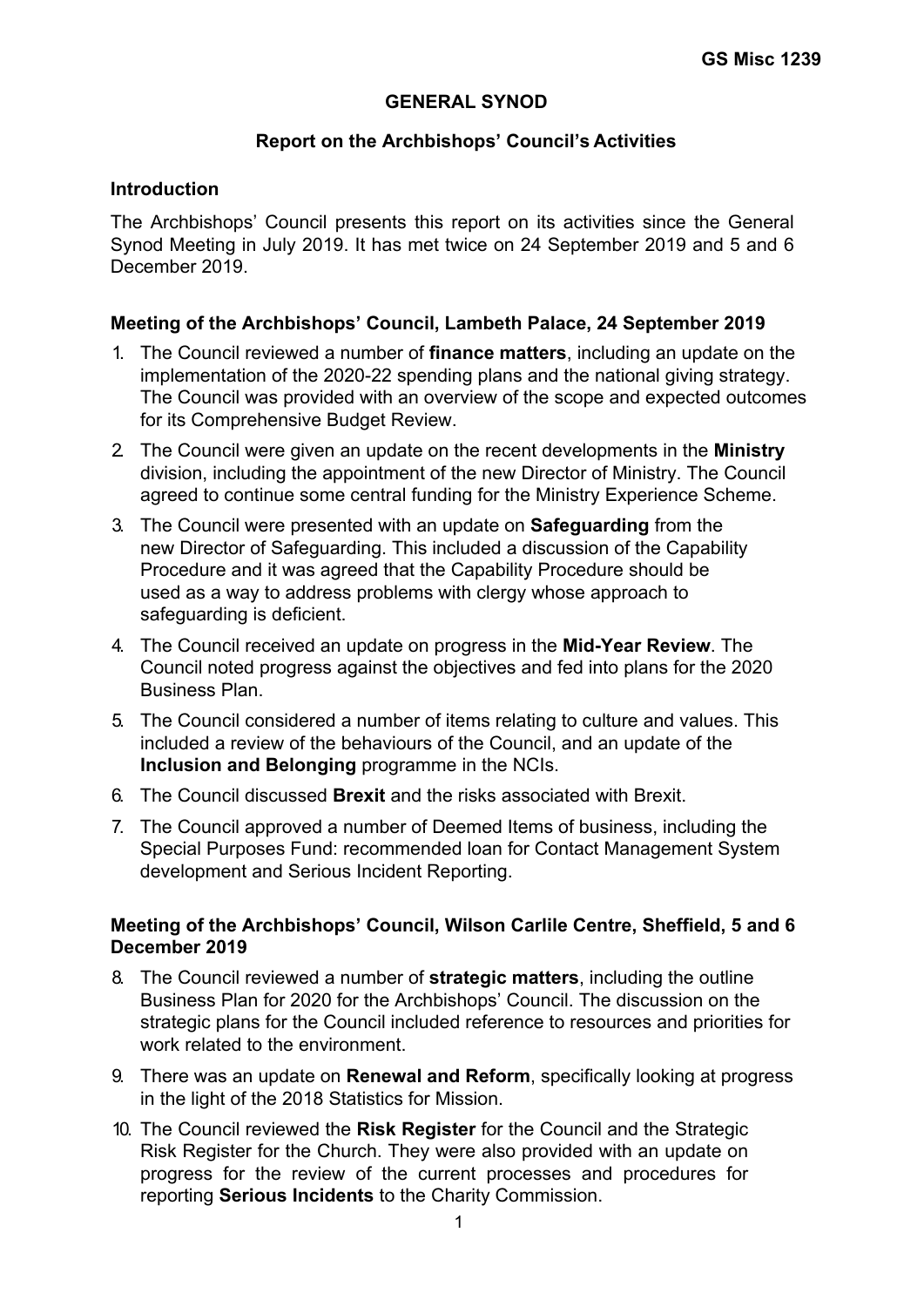GS Misc 1239

# GENERAL SYNOD

## Report on the Archbishops' Council's Activities

### Introduction

The Archbishops' Council presents this report on its activities since the General Synod Meeting in July 2019. It has met twice on 24 September 2019 and 5 and 6 December 2019.

### Meeting of the Archbishops' Council, Lambeth Palace, 24 September 2019

1. The Council reviewed a number of **finance matters**, including an update on the implementation of the 2020-22 spending plans and the national giving strategy. The Council was provided with an overview of the scope and expected outcomes for its Comprehensive Budget Review.
2. The Council were given an update on the recent developments in the **Ministry** division, including the appointment of the new Director of Ministry. The Council agreed to continue some central funding for the Ministry Experience Scheme.
3. The Council were presented with an update on **Safeguarding** from the new Director of Safeguarding. This included a discussion of the Capability Procedure and it was agreed that the Capability Procedure should be used as a way to address problems with clergy whose approach to safeguarding is deficient.
4. The Council received an update on progress in the **Mid-Year Review**. The Council noted progress against the objectives and fed into plans for the 2020 Business Plan.
5. The Council considered a number of items relating to culture and values. This included a review of the behaviours of the Council, and an update of the **Inclusion and Belonging** programme in the NCIs.
6. The Council discussed **Brexit** and the risks associated with Brexit.
7. The Council approved a number of Deemed Items of business, including the Special Purposes Fund: recommended loan for Contact Management System development and Serious Incident Reporting.

### Meeting of the Archbishops' Council, Wilson Carlile Centre, Sheffield, 5 and 6 December 2019

8. The Council reviewed a number of **strategic matters**, including the outline Business Plan for 2020 for the Archbishops' Council. The discussion on the strategic plans for the Council included reference to resources and priorities for work related to the environment.
9. There was an update on **Renewal and Reform**, specifically looking at progress in the light of the 2018 Statistics for Mission.
10. The Council reviewed the **Risk Register** for the Council and the Strategic Risk Register for the Church. They were also provided with an update on progress for the review of the current processes and procedures for reporting **Serious Incidents** to the Charity Commission.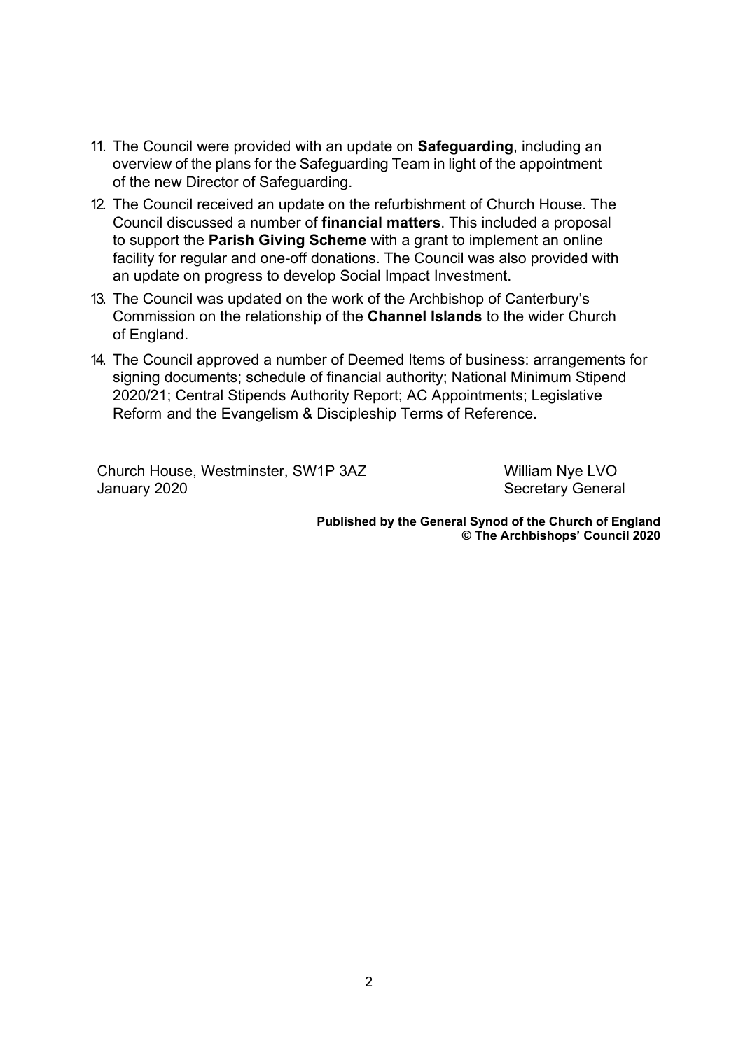11. The Council were provided with an update on **Safeguarding**, including an overview of the plans for the Safeguarding Team in light of the appointment of the new Director of Safeguarding.
12. The Council received an update on the refurbishment of Church House. The Council discussed a number of **financial matters**. This included a proposal to support the **Parish Giving Scheme** with a grant to implement an online facility for regular and one-off donations. The Council was also provided with an update on progress to develop Social Impact Investment.
13. The Council was updated on the work of the Archbishop of Canterbury's Commission on the relationship of the **Channel Islands** to the wider Church of England.
14. The Council approved a number of Deemed Items of business: arrangements for signing documents; schedule of financial authority; National Minimum Stipend 2020/21; Central Stipends Authority Report; AC Appointments; Legislative Reform and the Evangelism & Discipleship Terms of Reference.

Church House, Westminster, SW1P 3AZ
January 2020

William Nye LVO
Secretary General

**Published by the General Synod of the Church of England**
**© The Archbishops' Council 2020**